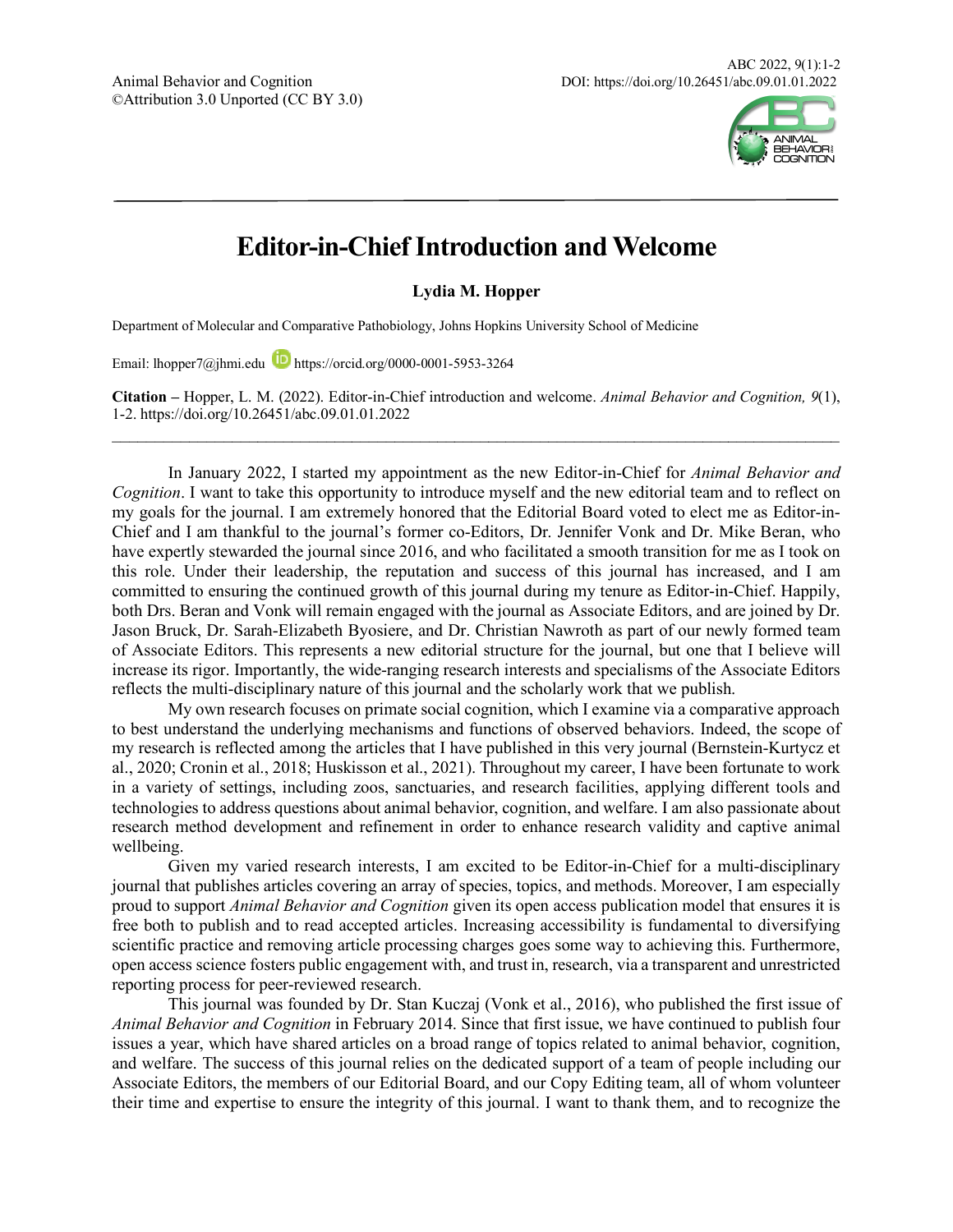Animal Behavior and Cognition
©Attribution 3.0 Unported (CC BY 3.0)

DOI: https://doi.org/10.26451/abc.09.01.01.2022

# Editor-in-Chief Introduction and Welcome

**Lydia M. Hopper**

Department of Molecular and Comparative Pathobiology, Johns Hopkins University School of Medicine

Email: lhopper7@jhmi.edu https://orcid.org/0000-0001-5953-3264

**Citation –** Hopper, L. M. (2022). Editor-in-Chief introduction and welcome. *Animal Behavior and Cognition, 9*(1), 1-2. https://doi.org/10.26451/abc.09.01.01.2022

---

In January 2022, I started my appointment as the new Editor-in-Chief for *Animal Behavior and Cognition*. I want to take this opportunity to introduce myself and the new editorial team and to reflect on my goals for the journal. I am extremely honored that the Editorial Board voted to elect me as Editor-in-Chief and I am thankful to the journal's former co-Editors, Dr. Jennifer Vonk and Dr. Mike Beran, who have expertly stewarded the journal since 2016, and who facilitated a smooth transition for me as I took on this role. Under their leadership, the reputation and success of this journal has increased, and I am committed to ensuring the continued growth of this journal during my tenure as Editor-in-Chief. Happily, both Drs. Beran and Vonk will remain engaged with the journal as Associate Editors, and are joined by Dr. Jason Bruck, Dr. Sarah-Elizabeth Byosiere, and Dr. Christian Nawroth as part of our newly formed team of Associate Editors. This represents a new editorial structure for the journal, but one that I believe will increase its rigor. Importantly, the wide-ranging research interests and specialisms of the Associate Editors reflects the multi-disciplinary nature of this journal and the scholarly work that we publish.

My own research focuses on primate social cognition, which I examine via a comparative approach to best understand the underlying mechanisms and functions of observed behaviors. Indeed, the scope of my research is reflected among the articles that I have published in this very journal (Bernstein-Kurtycz et al., 2020; Cronin et al., 2018; Huskisson et al., 2021). Throughout my career, I have been fortunate to work in a variety of settings, including zoos, sanctuaries, and research facilities, applying different tools and technologies to address questions about animal behavior, cognition, and welfare. I am also passionate about research method development and refinement in order to enhance research validity and captive animal wellbeing.

Given my varied research interests, I am excited to be Editor-in-Chief for a multi-disciplinary journal that publishes articles covering an array of species, topics, and methods. Moreover, I am especially proud to support *Animal Behavior and Cognition* given its open access publication model that ensures it is free both to publish and to read accepted articles. Increasing accessibility is fundamental to diversifying scientific practice and removing article processing charges goes some way to achieving this. Furthermore, open access science fosters public engagement with, and trust in, research, via a transparent and unrestricted reporting process for peer-reviewed research.

This journal was founded by Dr. Stan Kuczaj (Vonk et al., 2016), who published the first issue of *Animal Behavior and Cognition* in February 2014. Since that first issue, we have continued to publish four issues a year, which have shared articles on a broad range of topics related to animal behavior, cognition, and welfare. The success of this journal relies on the dedicated support of a team of people including our Associate Editors, the members of our Editorial Board, and our Copy Editing team, all of whom volunteer their time and expertise to ensure the integrity of this journal. I want to thank them, and to recognize the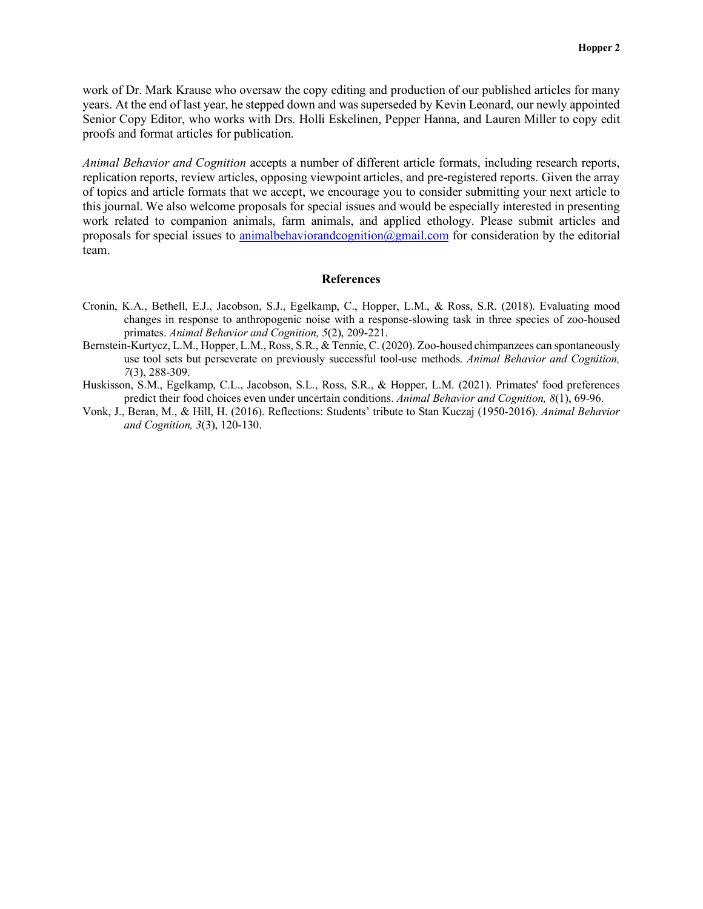work of Dr. Mark Krause who oversaw the copy editing and production of our published articles for many years. At the end of last year, he stepped down and was superseded by Kevin Leonard, our newly appointed Senior Copy Editor, who works with Drs. Holli Eskelinen, Pepper Hanna, and Lauren Miller to copy edit proofs and format articles for publication.

*Animal Behavior and Cognition* accepts a number of different article formats, including research reports, replication reports, review articles, opposing viewpoint articles, and pre-registered reports. Given the array of topics and article formats that we accept, we encourage you to consider submitting your next article to this journal. We also welcome proposals for special issues and would be especially interested in presenting work related to companion animals, farm animals, and applied ethology. Please submit articles and proposals for special issues to animalbehaviorandcognition@gmail.com for consideration by the editorial team.

## References

Cronin, K.A., Bethell, E.J., Jacobson, S.J., Egelkamp, C., Hopper, L.M., & Ross, S.R. (2018). Evaluating mood changes in response to anthropogenic noise with a response-slowing task in three species of zoo-housed primates. *Animal Behavior and Cognition, 5*(2), 209-221.

Bernstein-Kurtycz, L.M., Hopper, L.M., Ross, S.R., & Tennie, C. (2020). Zoo-housed chimpanzees can spontaneously use tool sets but perseverate on previously successful tool-use methods. *Animal Behavior and Cognition, 7*(3), 288-309.

Huskisson, S.M., Egelkamp, C.L., Jacobson, S.L., Ross, S.R., & Hopper, L.M. (2021). Primates' food preferences predict their food choices even under uncertain conditions. *Animal Behavior and Cognition, 8*(1), 69-96.

Vonk, J., Beran, M., & Hill, H. (2016). Reflections: Students' tribute to Stan Kuczaj (1950-2016). *Animal Behavior and Cognition, 3*(3), 120-130.